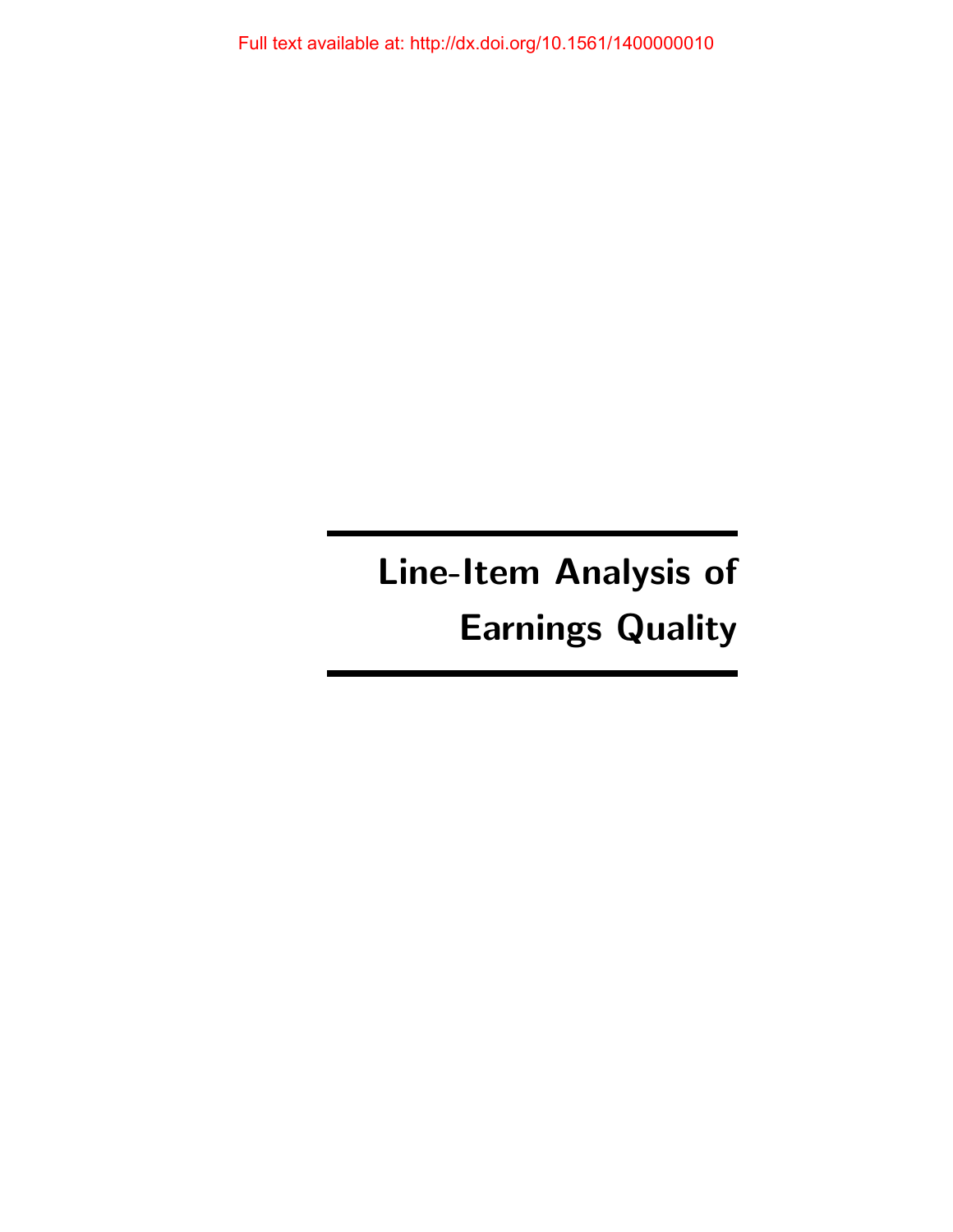Full text available at: http://dx.doi.org/10.1561/1400000010

# Line-Item Analysis of Earnings Quality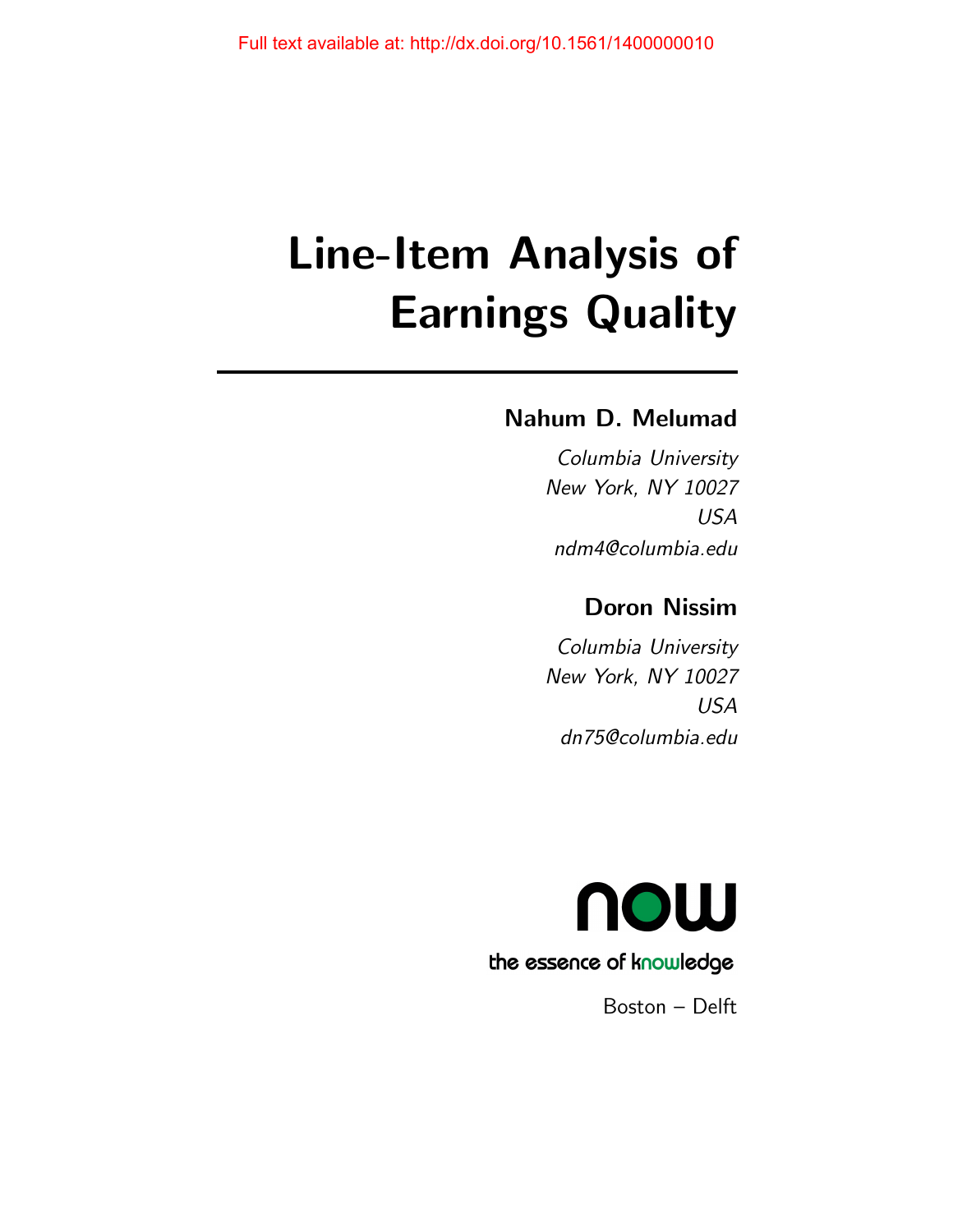Full text available at: http://dx.doi.org/10.1561/1400000010

# Line-Item Analysis of Earnings Quality

**Nahum D. Melumad**

*Columbia University*
*New York, NY 10027*
*USA*
*ndm4@columbia.edu*

**Doron Nissim**

*Columbia University*
*New York, NY 10027*
*USA*
*dn75@columbia.edu*

now

the essence of knowledge

Boston – Delft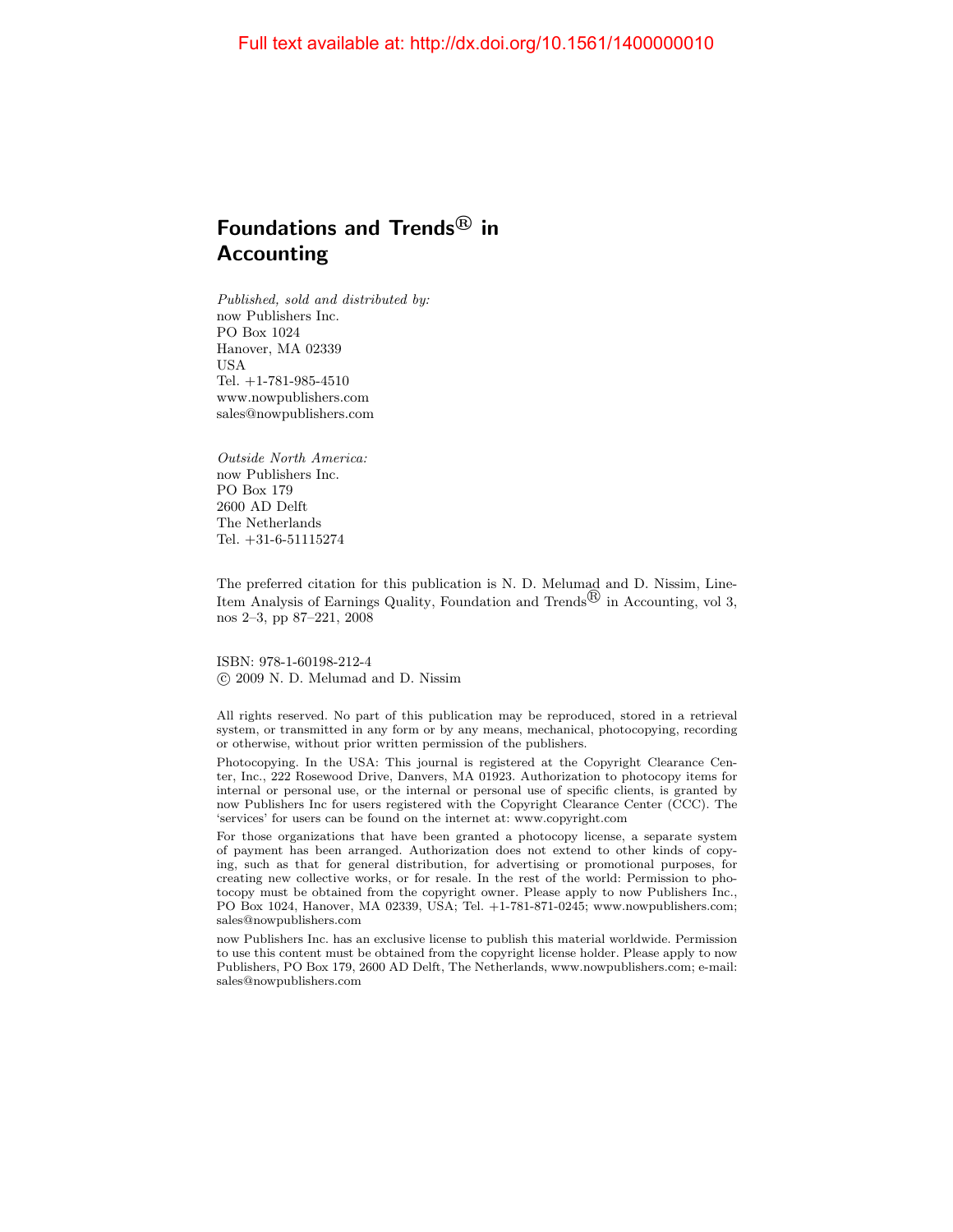Full text available at: http://dx.doi.org/10.1561/1400000010

# Foundations and Trends® in Accounting

*Published, sold and distributed by:*
now Publishers Inc.
PO Box 1024
Hanover, MA 02339
USA
Tel. +1-781-985-4510
www.nowpublishers.com
sales@nowpublishers.com

*Outside North America:*
now Publishers Inc.
PO Box 179
2600 AD Delft
The Netherlands
Tel. +31-6-51115274

The preferred citation for this publication is N. D. Melumad and D. Nissim, Line-Item Analysis of Earnings Quality, Foundation and Trends® in Accounting, vol 3, nos 2–3, pp 87–221, 2008

ISBN: 978-1-60198-212-4
© 2009 N. D. Melumad and D. Nissim

All rights reserved. No part of this publication may be reproduced, stored in a retrieval system, or transmitted in any form or by any means, mechanical, photocopying, recording or otherwise, without prior written permission of the publishers.

Photocopying. In the USA: This journal is registered at the Copyright Clearance Center, Inc., 222 Rosewood Drive, Danvers, MA 01923. Authorization to photocopy items for internal or personal use, or the internal or personal use of specific clients, is granted by now Publishers Inc for users registered with the Copyright Clearance Center (CCC). The 'services' for users can be found on the internet at: www.copyright.com

For those organizations that have been granted a photocopy license, a separate system of payment has been arranged. Authorization does not extend to other kinds of copying, such as that for general distribution, for advertising or promotional purposes, for creating new collective works, or for resale. In the rest of the world: Permission to photocopy must be obtained from the copyright owner. Please apply to now Publishers Inc., PO Box 1024, Hanover, MA 02339, USA; Tel. +1-781-871-0245; www.nowpublishers.com; sales@nowpublishers.com

now Publishers Inc. has an exclusive license to publish this material worldwide. Permission to use this content must be obtained from the copyright license holder. Please apply to now Publishers, PO Box 179, 2600 AD Delft, The Netherlands, www.nowpublishers.com; e-mail: sales@nowpublishers.com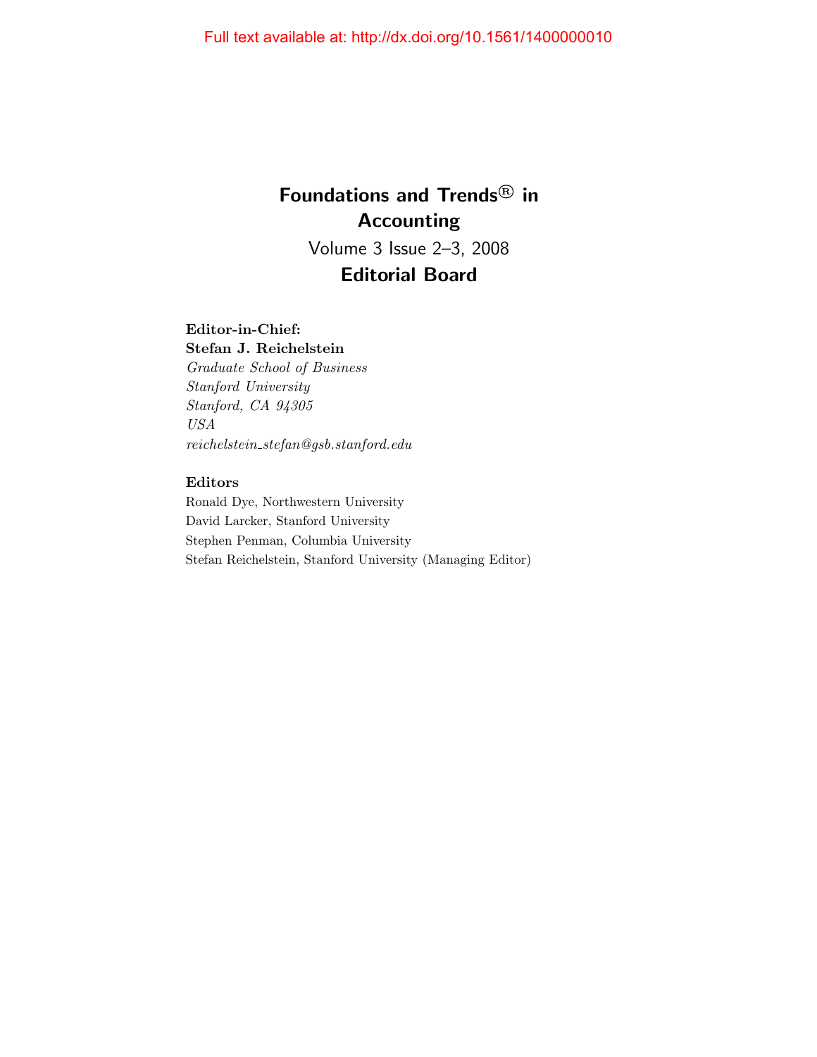# Foundations and Trends® in Accounting

Volume 3 Issue 2–3, 2008

## Editorial Board

**Editor-in-Chief:**
**Stefan J. Reichelstein**
*Graduate School of Business*
*Stanford University*
*Stanford, CA 94305*
*USA*
*reichelstein_stefan@gsb.stanford.edu*

**Editors**

Ronald Dye, Northwestern University
David Larcker, Stanford University
Stephen Penman, Columbia University
Stefan Reichelstein, Stanford University (Managing Editor)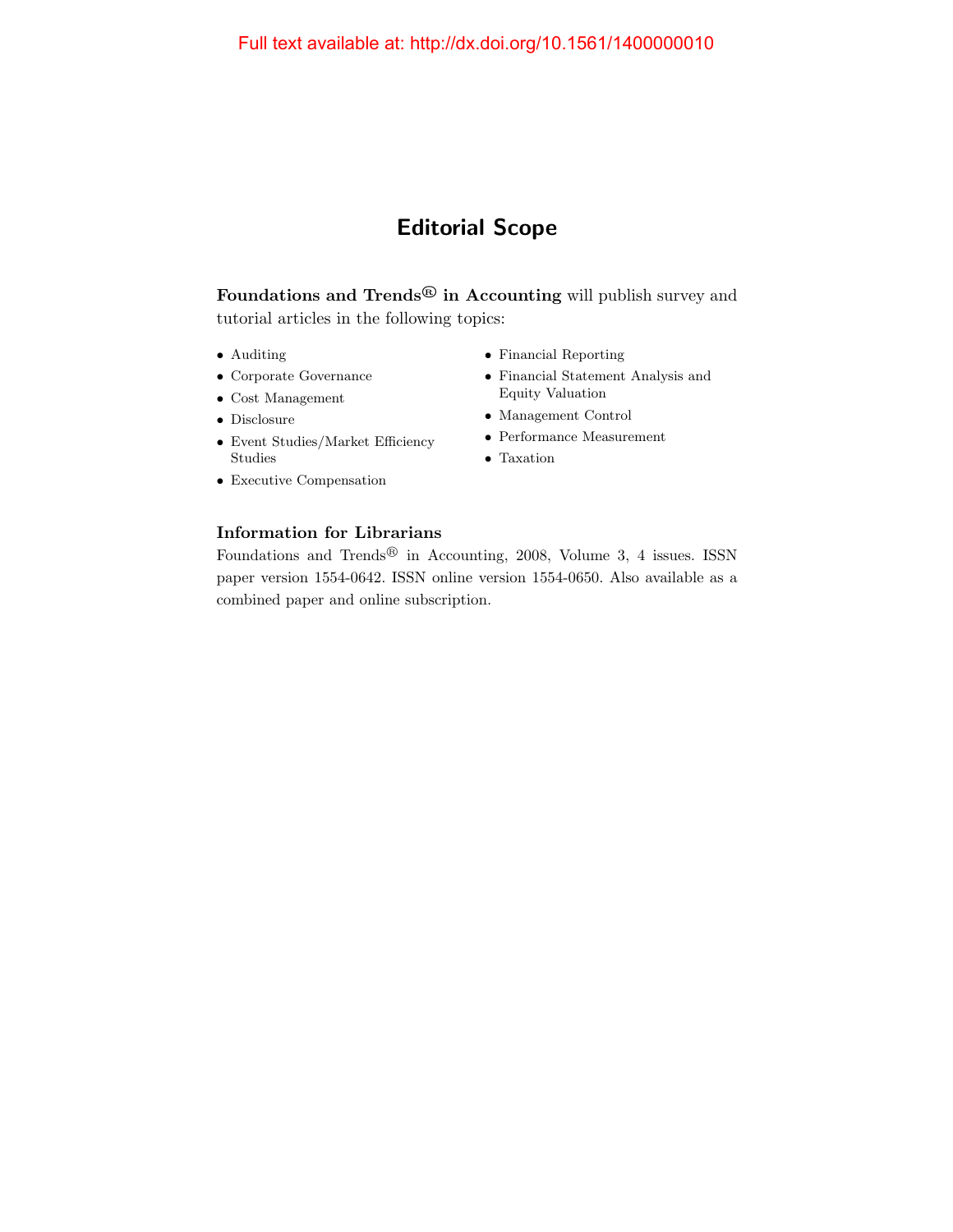Full text available at: http://dx.doi.org/10.1561/1400000010

# Editorial Scope

**Foundations and Trends® in Accounting** will publish survey and tutorial articles in the following topics:

- Auditing
- Corporate Governance
- Cost Management
- Disclosure
- Event Studies/Market Efficiency Studies
- Executive Compensation
- Financial Reporting
- Financial Statement Analysis and Equity Valuation
- Management Control
- Performance Measurement
- Taxation

### Information for Librarians

Foundations and Trends® in Accounting, 2008, Volume 3, 4 issues. ISSN paper version 1554-0642. ISSN online version 1554-0650. Also available as a combined paper and online subscription.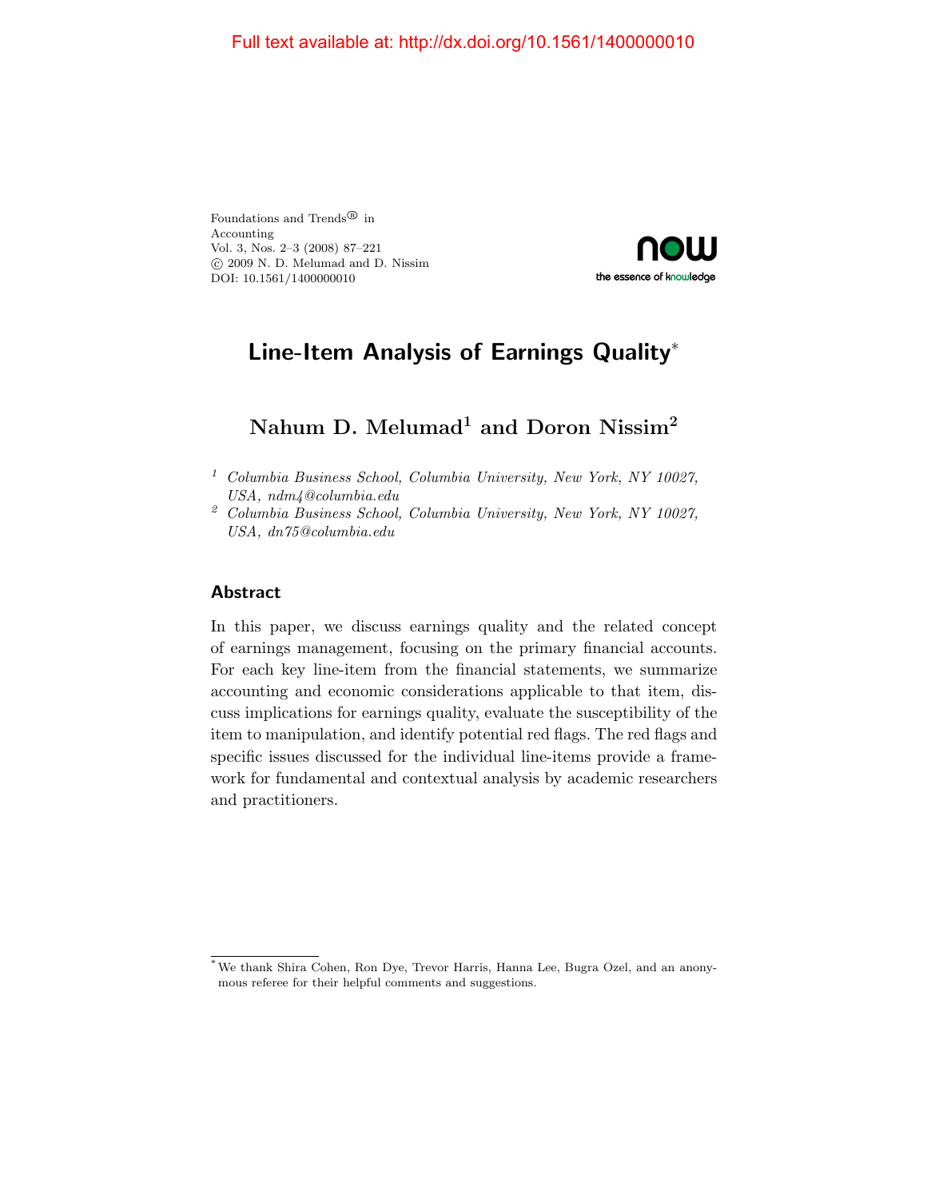Full text available at: http://dx.doi.org/10.1561/1400000010

Foundations and Trends® in
Accounting
Vol. 3, Nos. 2–3 (2008) 87–221
© 2009 N. D. Melumad and D. Nissim
DOI: 10.1561/1400000010

# Line-Item Analysis of Earnings Quality*

**Nahum D. Melumad[1] and Doron Nissim[2]**

[1] *Columbia Business School, Columbia University, New York, NY 10027, USA, ndm4@columbia.edu*

[2] *Columbia Business School, Columbia University, New York, NY 10027, USA, dn75@columbia.edu*

## Abstract

In this paper, we discuss earnings quality and the related concept of earnings management, focusing on the primary financial accounts. For each key line-item from the financial statements, we summarize accounting and economic considerations applicable to that item, discuss implications for earnings quality, evaluate the susceptibility of the item to manipulation, and identify potential red flags. The red flags and specific issues discussed for the individual line-items provide a framework for fundamental and contextual analysis by academic researchers and practitioners.

* We thank Shira Cohen, Ron Dye, Trevor Harris, Hanna Lee, Bugra Ozel, and an anonymous referee for their helpful comments and suggestions.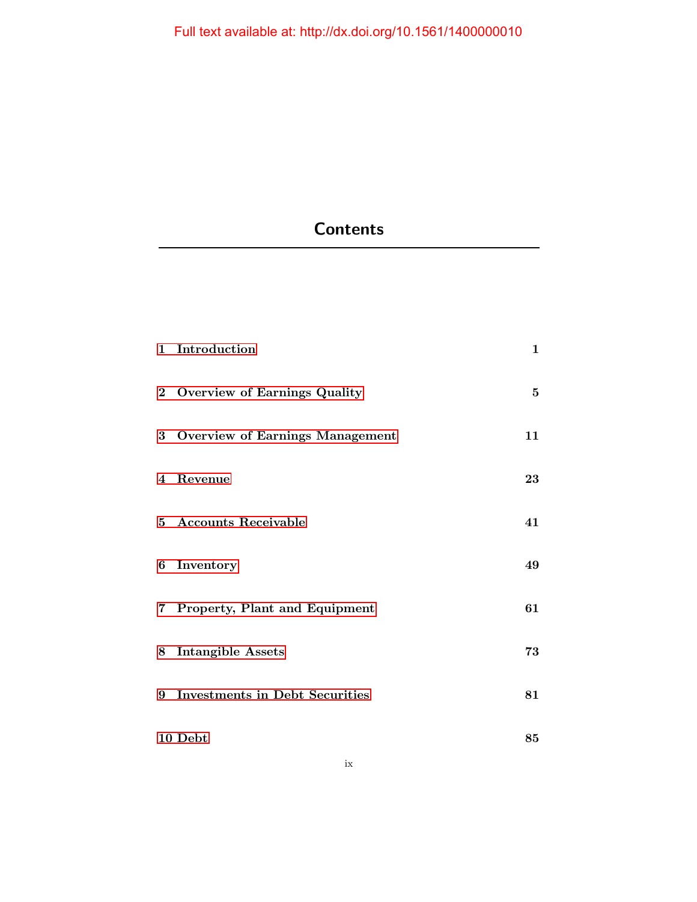# Contents

| | |
|---|---|
| **1 Introduction** | **1** |
| **2 Overview of Earnings Quality** | **5** |
| **3 Overview of Earnings Management** | **11** |
| **4 Revenue** | **23** |
| **5 Accounts Receivable** | **41** |
| **6 Inventory** | **49** |
| **7 Property, Plant and Equipment** | **61** |
| **8 Intangible Assets** | **73** |
| **9 Investments in Debt Securities** | **81** |
| **10 Debt** | **85** |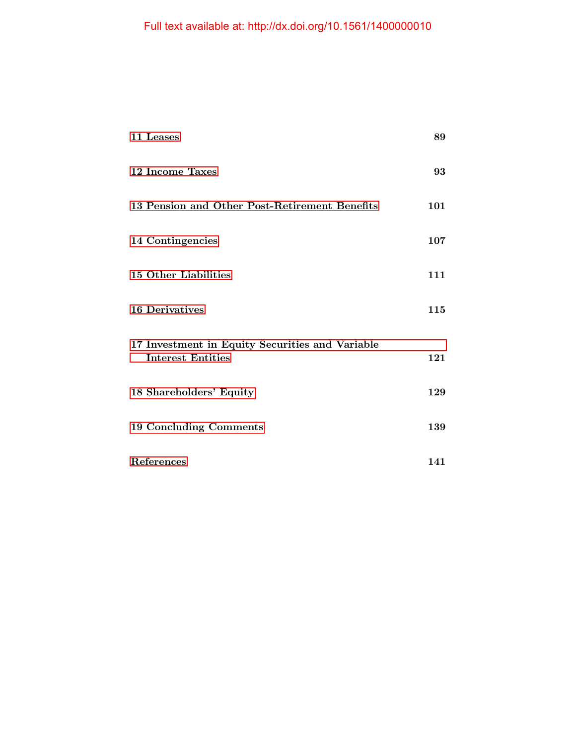**11 Leases** **89**

**12 Income Taxes** **93**

**13 Pension and Other Post-Retirement Benefits** **101**

**14 Contingencies** **107**

**15 Other Liabilities** **111**

**16 Derivatives** **115**

**17 Investment in Equity Securities and Variable Interest Entities** **121**

**18 Shareholders' Equity** **129**

**19 Concluding Comments** **139**

**References** **141**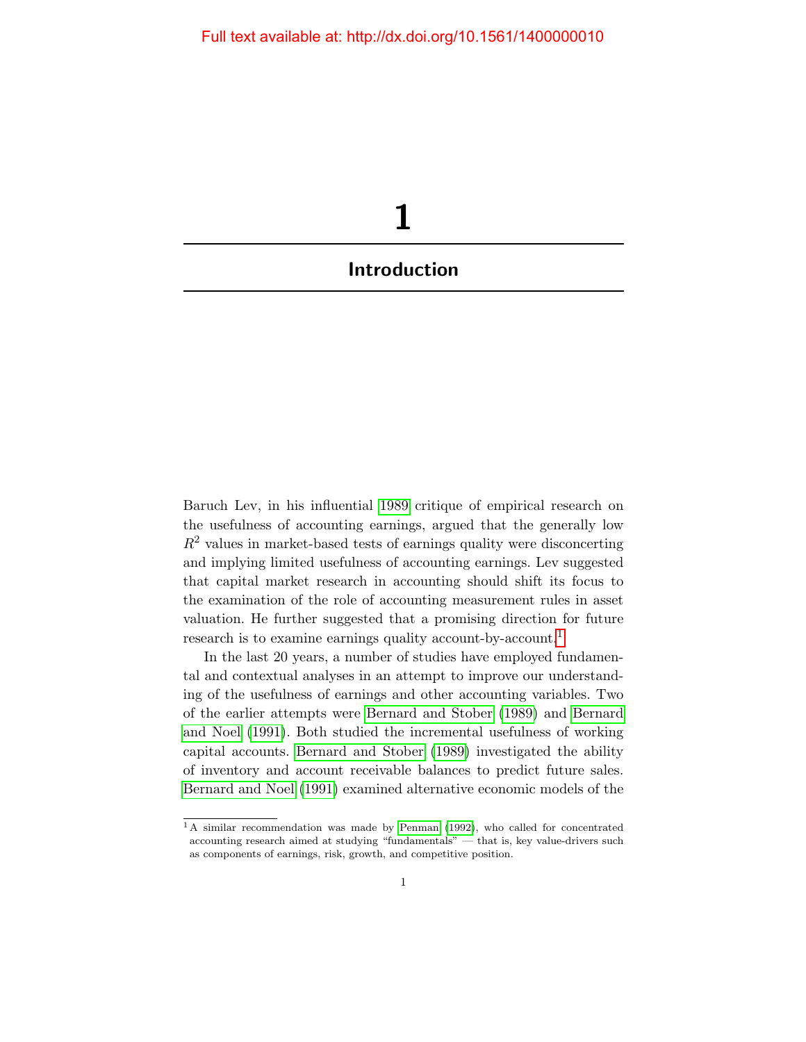# 1

# Introduction

Baruch Lev, in his influential 1989 critique of empirical research on the usefulness of accounting earnings, argued that the generally low $R^2$ values in market-based tests of earnings quality were disconcerting and implying limited usefulness of accounting earnings. Lev suggested that capital market research in accounting should shift its focus to the examination of the role of accounting measurement rules in asset valuation. He further suggested that a promising direction for future research is to examine earnings quality account-by-account.[1]

In the last 20 years, a number of studies have employed fundamental and contextual analyses in an attempt to improve our understanding of the usefulness of earnings and other accounting variables. Two of the earlier attempts were Bernard and Stober (1989) and Bernard and Noel (1991). Both studied the incremental usefulness of working capital accounts. Bernard and Stober (1989) investigated the ability of inventory and account receivable balances to predict future sales. Bernard and Noel (1991) examined alternative economic models of the

[1] A similar recommendation was made by Penman (1992), who called for concentrated accounting research aimed at studying "fundamentals" — that is, key value-drivers such as components of earnings, risk, growth, and competitive position.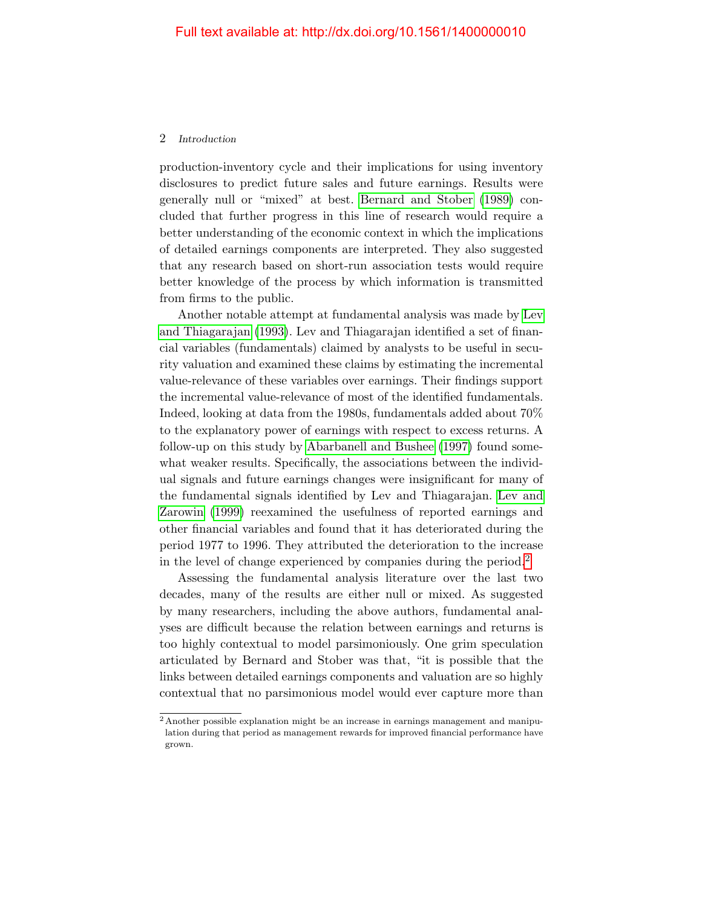production-inventory cycle and their implications for using inventory disclosures to predict future sales and future earnings. Results were generally null or "mixed" at best. Bernard and Stober (1989) concluded that further progress in this line of research would require a better understanding of the economic context in which the implications of detailed earnings components are interpreted. They also suggested that any research based on short-run association tests would require better knowledge of the process by which information is transmitted from firms to the public.

Another notable attempt at fundamental analysis was made by Lev and Thiagarajan (1993). Lev and Thiagarajan identified a set of financial variables (fundamentals) claimed by analysts to be useful in security valuation and examined these claims by estimating the incremental value-relevance of these variables over earnings. Their findings support the incremental value-relevance of most of the identified fundamentals. Indeed, looking at data from the 1980s, fundamentals added about 70% to the explanatory power of earnings with respect to excess returns. A follow-up on this study by Abarbanell and Bushee (1997) found somewhat weaker results. Specifically, the associations between the individual signals and future earnings changes were insignificant for many of the fundamental signals identified by Lev and Thiagarajan. Lev and Zarowin (1999) reexamined the usefulness of reported earnings and other financial variables and found that it has deteriorated during the period 1977 to 1996. They attributed the deterioration to the increase in the level of change experienced by companies during the period.[2]

Assessing the fundamental analysis literature over the last two decades, many of the results are either null or mixed. As suggested by many researchers, including the above authors, fundamental analyses are difficult because the relation between earnings and returns is too highly contextual to model parsimoniously. One grim speculation articulated by Bernard and Stober was that, "it is possible that the links between detailed earnings components and valuation are so highly contextual that no parsimonious model would ever capture more than

[2] Another possible explanation might be an increase in earnings management and manipulation during that period as management rewards for improved financial performance have grown.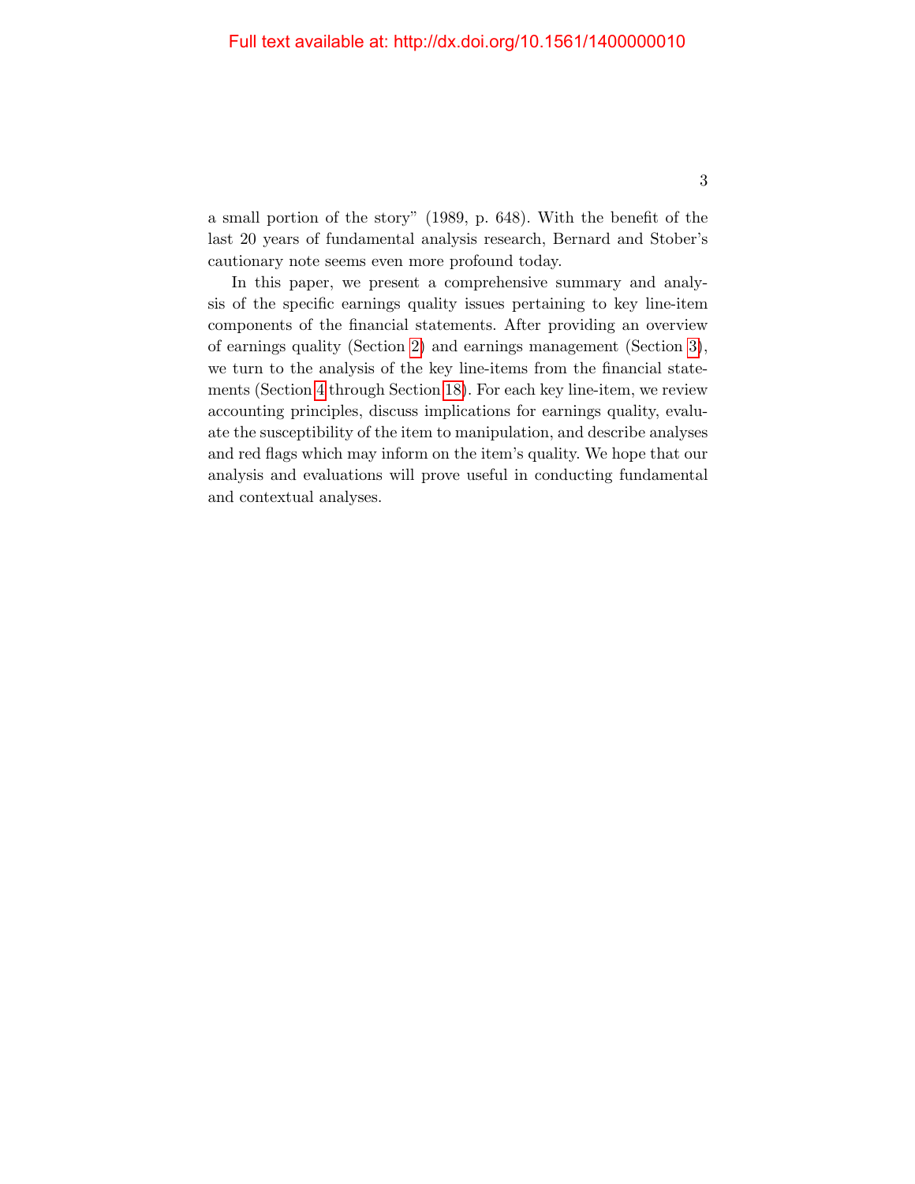a small portion of the story" (1989, p. 648). With the benefit of the last 20 years of fundamental analysis research, Bernard and Stober's cautionary note seems even more profound today.

In this paper, we present a comprehensive summary and analysis of the specific earnings quality issues pertaining to key line-item components of the financial statements. After providing an overview of earnings quality (Section 2) and earnings management (Section 3), we turn to the analysis of the key line-items from the financial statements (Section 4 through Section 18). For each key line-item, we review accounting principles, discuss implications for earnings quality, evaluate the susceptibility of the item to manipulation, and describe analyses and red flags which may inform on the item's quality. We hope that our analysis and evaluations will prove useful in conducting fundamental and contextual analyses.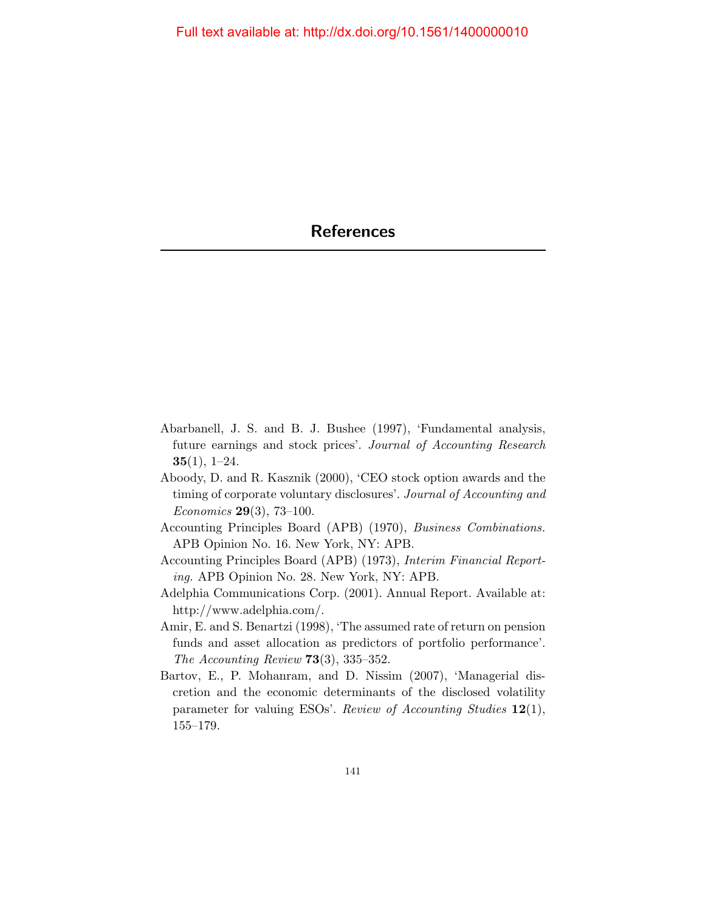# References

Abarbanell, J. S. and B. J. Bushee (1997), 'Fundamental analysis, future earnings and stock prices'. *Journal of Accounting Research* **35**(1), 1–24.

Aboody, D. and R. Kasznik (2000), 'CEO stock option awards and the timing of corporate voluntary disclosures'. *Journal of Accounting and Economics* **29**(3), 73–100.

Accounting Principles Board (APB) (1970), *Business Combinations.* APB Opinion No. 16. New York, NY: APB.

Accounting Principles Board (APB) (1973), *Interim Financial Reporting.* APB Opinion No. 28. New York, NY: APB.

Adelphia Communications Corp. (2001). Annual Report. Available at: http://www.adelphia.com/.

Amir, E. and S. Benartzi (1998), 'The assumed rate of return on pension funds and asset allocation as predictors of portfolio performance'. *The Accounting Review* **73**(3), 335–352.

Bartov, E., P. Mohanram, and D. Nissim (2007), 'Managerial discretion and the economic determinants of the disclosed volatility parameter for valuing ESOs'. *Review of Accounting Studies* **12**(1), 155–179.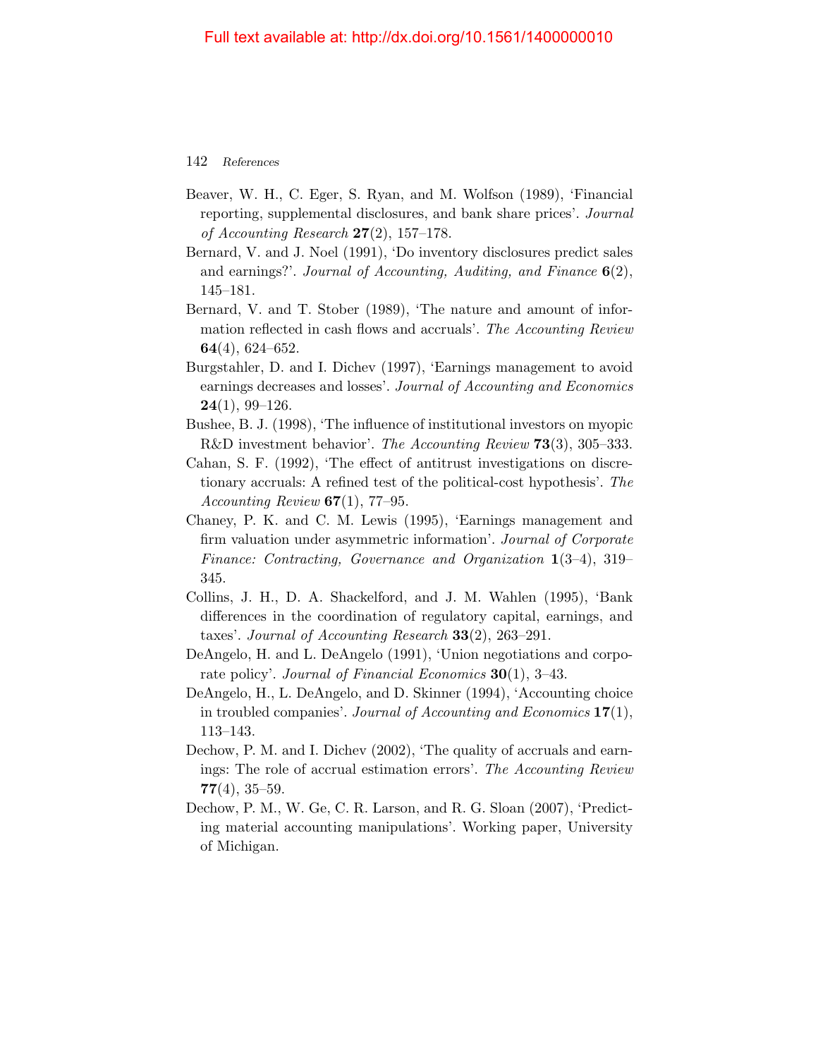Beaver, W. H., C. Eger, S. Ryan, and M. Wolfson (1989), 'Financial reporting, supplemental disclosures, and bank share prices'. *Journal of Accounting Research* **27**(2), 157–178.

Bernard, V. and J. Noel (1991), 'Do inventory disclosures predict sales and earnings?'. *Journal of Accounting, Auditing, and Finance* **6**(2), 145–181.

Bernard, V. and T. Stober (1989), 'The nature and amount of information reflected in cash flows and accruals'. *The Accounting Review* **64**(4), 624–652.

Burgstahler, D. and I. Dichev (1997), 'Earnings management to avoid earnings decreases and losses'. *Journal of Accounting and Economics* **24**(1), 99–126.

Bushee, B. J. (1998), 'The influence of institutional investors on myopic R&D investment behavior'. *The Accounting Review* **73**(3), 305–333.

Cahan, S. F. (1992), 'The effect of antitrust investigations on discretionary accruals: A refined test of the political-cost hypothesis'. *The Accounting Review* **67**(1), 77–95.

Chaney, P. K. and C. M. Lewis (1995), 'Earnings management and firm valuation under asymmetric information'. *Journal of Corporate Finance: Contracting, Governance and Organization* **1**(3–4), 319–345.

Collins, J. H., D. A. Shackelford, and J. M. Wahlen (1995), 'Bank differences in the coordination of regulatory capital, earnings, and taxes'. *Journal of Accounting Research* **33**(2), 263–291.

DeAngelo, H. and L. DeAngelo (1991), 'Union negotiations and corporate policy'. *Journal of Financial Economics* **30**(1), 3–43.

DeAngelo, H., L. DeAngelo, and D. Skinner (1994), 'Accounting choice in troubled companies'. *Journal of Accounting and Economics* **17**(1), 113–143.

Dechow, P. M. and I. Dichev (2002), 'The quality of accruals and earnings: The role of accrual estimation errors'. *The Accounting Review* **77**(4), 35–59.

Dechow, P. M., W. Ge, C. R. Larson, and R. G. Sloan (2007), 'Predicting material accounting manipulations'. Working paper, University of Michigan.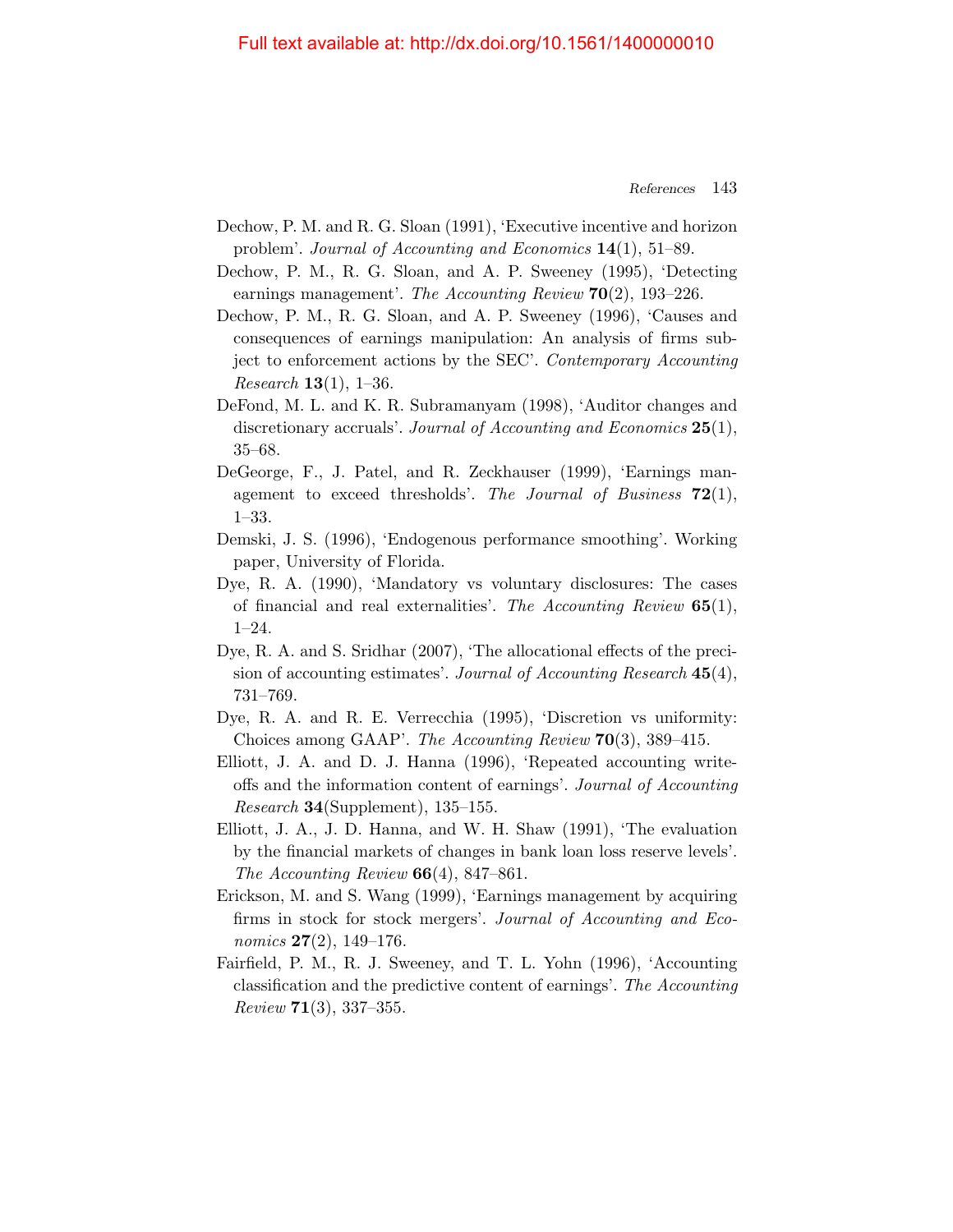Dechow, P. M. and R. G. Sloan (1991), 'Executive incentive and horizon problem'. *Journal of Accounting and Economics* **14**(1), 51–89.

Dechow, P. M., R. G. Sloan, and A. P. Sweeney (1995), 'Detecting earnings management'. *The Accounting Review* **70**(2), 193–226.

Dechow, P. M., R. G. Sloan, and A. P. Sweeney (1996), 'Causes and consequences of earnings manipulation: An analysis of firms subject to enforcement actions by the SEC'. *Contemporary Accounting Research* **13**(1), 1–36.

DeFond, M. L. and K. R. Subramanyam (1998), 'Auditor changes and discretionary accruals'. *Journal of Accounting and Economics* **25**(1), 35–68.

DeGeorge, F., J. Patel, and R. Zeckhauser (1999), 'Earnings management to exceed thresholds'. *The Journal of Business* **72**(1), 1–33.

Demski, J. S. (1996), 'Endogenous performance smoothing'. Working paper, University of Florida.

Dye, R. A. (1990), 'Mandatory vs voluntary disclosures: The cases of financial and real externalities'. *The Accounting Review* **65**(1), 1–24.

Dye, R. A. and S. Sridhar (2007), 'The allocational effects of the precision of accounting estimates'. *Journal of Accounting Research* **45**(4), 731–769.

Dye, R. A. and R. E. Verrecchia (1995), 'Discretion vs uniformity: Choices among GAAP'. *The Accounting Review* **70**(3), 389–415.

Elliott, J. A. and D. J. Hanna (1996), 'Repeated accounting write-offs and the information content of earnings'. *Journal of Accounting Research* **34**(Supplement), 135–155.

Elliott, J. A., J. D. Hanna, and W. H. Shaw (1991), 'The evaluation by the financial markets of changes in bank loan loss reserve levels'. *The Accounting Review* **66**(4), 847–861.

Erickson, M. and S. Wang (1999), 'Earnings management by acquiring firms in stock for stock mergers'. *Journal of Accounting and Economics* **27**(2), 149–176.

Fairfield, P. M., R. J. Sweeney, and T. L. Yohn (1996), 'Accounting classification and the predictive content of earnings'. *The Accounting Review* **71**(3), 337–355.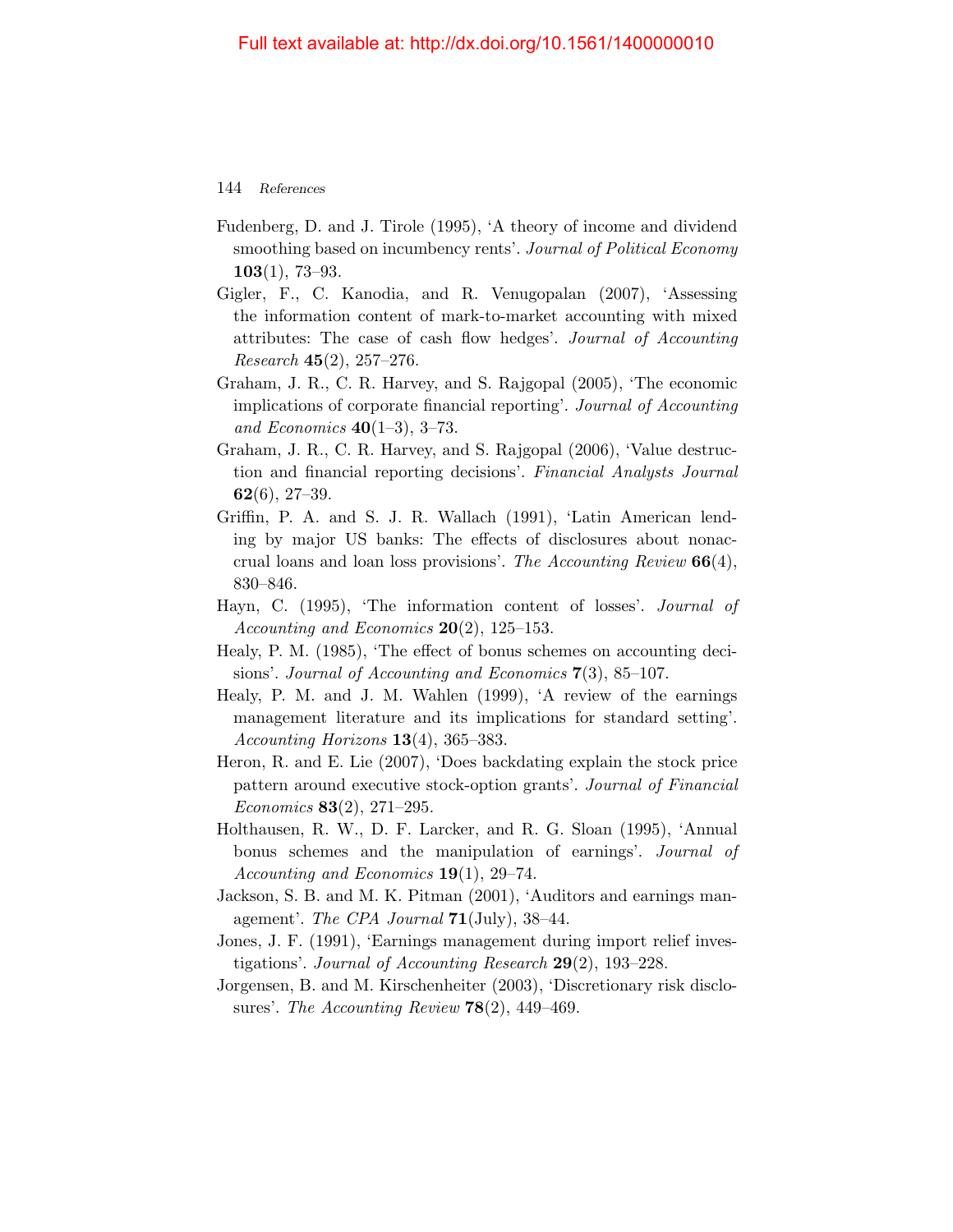Fudenberg, D. and J. Tirole (1995), 'A theory of income and dividend smoothing based on incumbency rents'. *Journal of Political Economy* **103**(1), 73–93.

Gigler, F., C. Kanodia, and R. Venugopalan (2007), 'Assessing the information content of mark-to-market accounting with mixed attributes: The case of cash flow hedges'. *Journal of Accounting Research* **45**(2), 257–276.

Graham, J. R., C. R. Harvey, and S. Rajgopal (2005), 'The economic implications of corporate financial reporting'. *Journal of Accounting and Economics* **40**(1–3), 3–73.

Graham, J. R., C. R. Harvey, and S. Rajgopal (2006), 'Value destruction and financial reporting decisions'. *Financial Analysts Journal* **62**(6), 27–39.

Griffin, P. A. and S. J. R. Wallach (1991), 'Latin American lending by major US banks: The effects of disclosures about nonaccrual loans and loan loss provisions'. *The Accounting Review* **66**(4), 830–846.

Hayn, C. (1995), 'The information content of losses'. *Journal of Accounting and Economics* **20**(2), 125–153.

Healy, P. M. (1985), 'The effect of bonus schemes on accounting decisions'. *Journal of Accounting and Economics* **7**(3), 85–107.

Healy, P. M. and J. M. Wahlen (1999), 'A review of the earnings management literature and its implications for standard setting'. *Accounting Horizons* **13**(4), 365–383.

Heron, R. and E. Lie (2007), 'Does backdating explain the stock price pattern around executive stock-option grants'. *Journal of Financial Economics* **83**(2), 271–295.

Holthausen, R. W., D. F. Larcker, and R. G. Sloan (1995), 'Annual bonus schemes and the manipulation of earnings'. *Journal of Accounting and Economics* **19**(1), 29–74.

Jackson, S. B. and M. K. Pitman (2001), 'Auditors and earnings management'. *The CPA Journal* **71**(July), 38–44.

Jones, J. F. (1991), 'Earnings management during import relief investigations'. *Journal of Accounting Research* **29**(2), 193–228.

Jorgensen, B. and M. Kirschenheiter (2003), 'Discretionary risk disclosures'. *The Accounting Review* **78**(2), 449–469.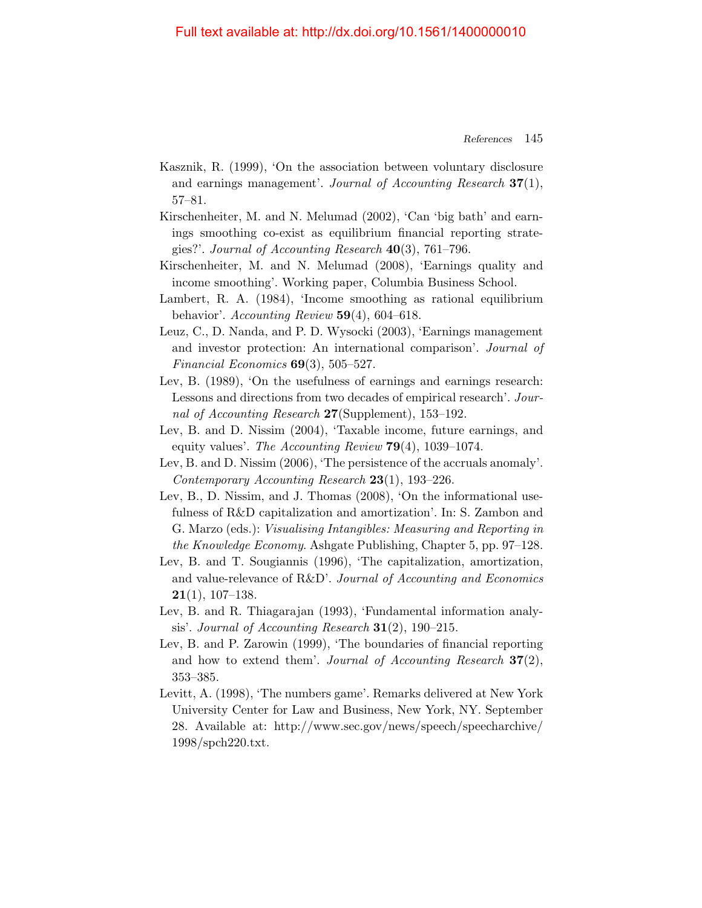Kasznik, R. (1999), 'On the association between voluntary disclosure and earnings management'. *Journal of Accounting Research* **37**(1), 57–81.

Kirschenheiter, M. and N. Melumad (2002), 'Can 'big bath' and earnings smoothing co-exist as equilibrium financial reporting strategies?'. *Journal of Accounting Research* **40**(3), 761–796.

Kirschenheiter, M. and N. Melumad (2008), 'Earnings quality and income smoothing'. Working paper, Columbia Business School.

Lambert, R. A. (1984), 'Income smoothing as rational equilibrium behavior'. *Accounting Review* **59**(4), 604–618.

Leuz, C., D. Nanda, and P. D. Wysocki (2003), 'Earnings management and investor protection: An international comparison'. *Journal of Financial Economics* **69**(3), 505–527.

Lev, B. (1989), 'On the usefulness of earnings and earnings research: Lessons and directions from two decades of empirical research'. *Journal of Accounting Research* **27**(Supplement), 153–192.

Lev, B. and D. Nissim (2004), 'Taxable income, future earnings, and equity values'. *The Accounting Review* **79**(4), 1039–1074.

Lev, B. and D. Nissim (2006), 'The persistence of the accruals anomaly'. *Contemporary Accounting Research* **23**(1), 193–226.

Lev, B., D. Nissim, and J. Thomas (2008), 'On the informational usefulness of R&D capitalization and amortization'. In: S. Zambon and G. Marzo (eds.): *Visualising Intangibles: Measuring and Reporting in the Knowledge Economy*. Ashgate Publishing, Chapter 5, pp. 97–128.

Lev, B. and T. Sougiannis (1996), 'The capitalization, amortization, and value-relevance of R&D'. *Journal of Accounting and Economics* **21**(1), 107–138.

Lev, B. and R. Thiagarajan (1993), 'Fundamental information analysis'. *Journal of Accounting Research* **31**(2), 190–215.

Lev, B. and P. Zarowin (1999), 'The boundaries of financial reporting and how to extend them'. *Journal of Accounting Research* **37**(2), 353–385.

Levitt, A. (1998), 'The numbers game'. Remarks delivered at New York University Center for Law and Business, New York, NY. September 28. Available at: http://www.sec.gov/news/speech/speecharchive/1998/spch220.txt.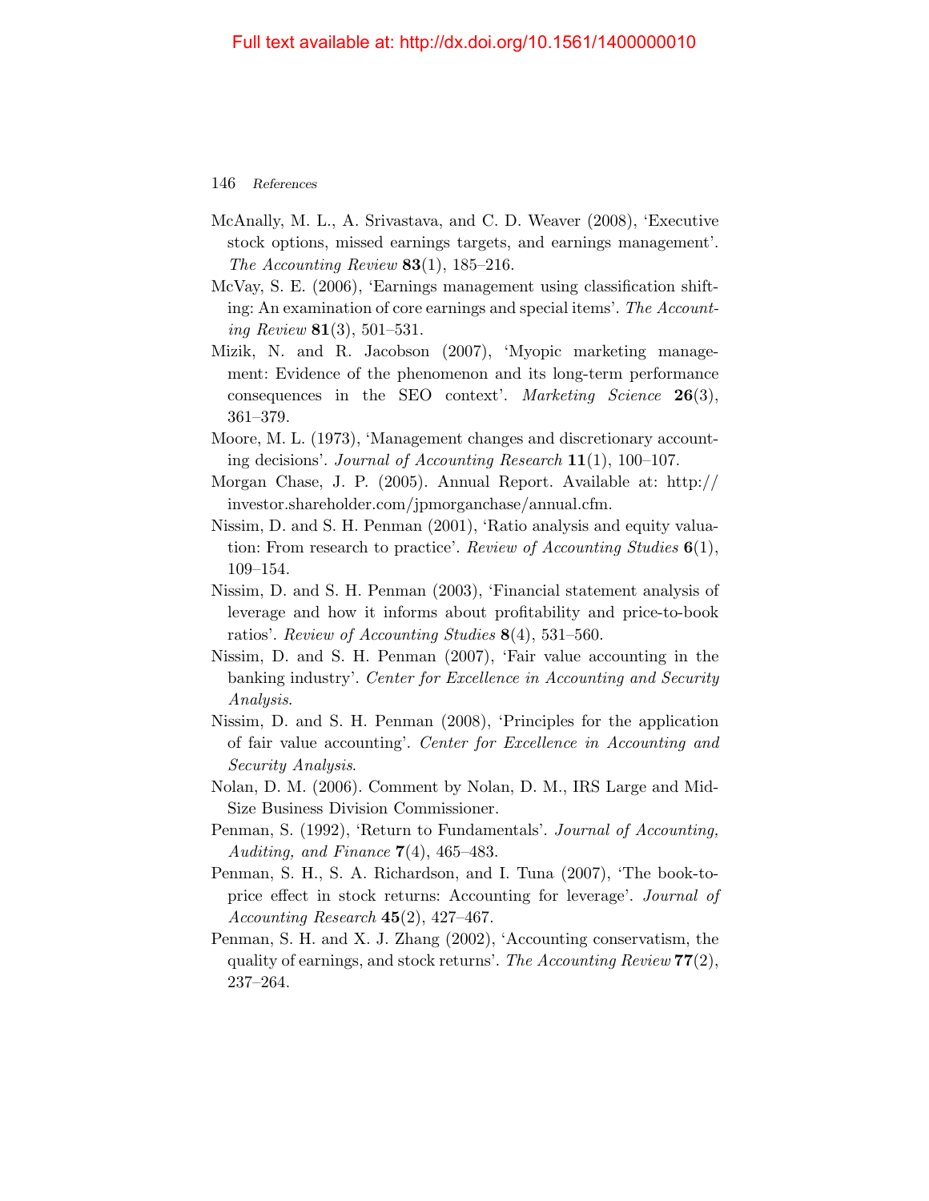McAnally, M. L., A. Srivastava, and C. D. Weaver (2008), 'Executive stock options, missed earnings targets, and earnings management'. *The Accounting Review* **83**(1), 185–216.

McVay, S. E. (2006), 'Earnings management using classification shifting: An examination of core earnings and special items'. *The Accounting Review* **81**(3), 501–531.

Mizik, N. and R. Jacobson (2007), 'Myopic marketing management: Evidence of the phenomenon and its long-term performance consequences in the SEO context'. *Marketing Science* **26**(3), 361–379.

Moore, M. L. (1973), 'Management changes and discretionary accounting decisions'. *Journal of Accounting Research* **11**(1), 100–107.

Morgan Chase, J. P. (2005). Annual Report. Available at: http://investor.shareholder.com/jpmorganchase/annual.cfm.

Nissim, D. and S. H. Penman (2001), 'Ratio analysis and equity valuation: From research to practice'. *Review of Accounting Studies* **6**(1), 109–154.

Nissim, D. and S. H. Penman (2003), 'Financial statement analysis of leverage and how it informs about profitability and price-to-book ratios'. *Review of Accounting Studies* **8**(4), 531–560.

Nissim, D. and S. H. Penman (2007), 'Fair value accounting in the banking industry'. *Center for Excellence in Accounting and Security Analysis*.

Nissim, D. and S. H. Penman (2008), 'Principles for the application of fair value accounting'. *Center for Excellence in Accounting and Security Analysis*.

Nolan, D. M. (2006). Comment by Nolan, D. M., IRS Large and Mid-Size Business Division Commissioner.

Penman, S. (1992), 'Return to Fundamentals'. *Journal of Accounting, Auditing, and Finance* **7**(4), 465–483.

Penman, S. H., S. A. Richardson, and I. Tuna (2007), 'The book-to-price effect in stock returns: Accounting for leverage'. *Journal of Accounting Research* **45**(2), 427–467.

Penman, S. H. and X. J. Zhang (2002), 'Accounting conservatism, the quality of earnings, and stock returns'. *The Accounting Review* **77**(2), 237–264.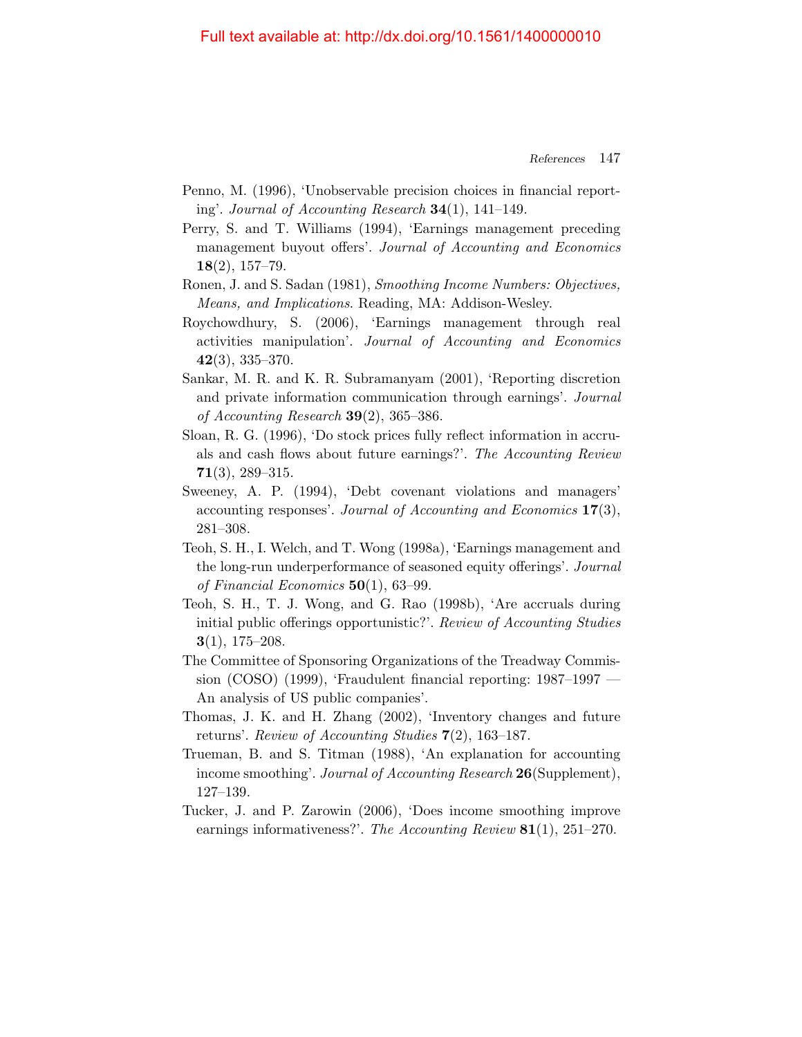Penno, M. (1996), 'Unobservable precision choices in financial reporting'. *Journal of Accounting Research* **34**(1), 141–149.

Perry, S. and T. Williams (1994), 'Earnings management preceding management buyout offers'. *Journal of Accounting and Economics* **18**(2), 157–79.

Ronen, J. and S. Sadan (1981), *Smoothing Income Numbers: Objectives, Means, and Implications*. Reading, MA: Addison-Wesley.

Roychowdhury, S. (2006), 'Earnings management through real activities manipulation'. *Journal of Accounting and Economics* **42**(3), 335–370.

Sankar, M. R. and K. R. Subramanyam (2001), 'Reporting discretion and private information communication through earnings'. *Journal of Accounting Research* **39**(2), 365–386.

Sloan, R. G. (1996), 'Do stock prices fully reflect information in accruals and cash flows about future earnings?'. *The Accounting Review* **71**(3), 289–315.

Sweeney, A. P. (1994), 'Debt covenant violations and managers' accounting responses'. *Journal of Accounting and Economics* **17**(3), 281–308.

Teoh, S. H., I. Welch, and T. Wong (1998a), 'Earnings management and the long-run underperformance of seasoned equity offerings'. *Journal of Financial Economics* **50**(1), 63–99.

Teoh, S. H., T. J. Wong, and G. Rao (1998b), 'Are accruals during initial public offerings opportunistic?'. *Review of Accounting Studies* **3**(1), 175–208.

The Committee of Sponsoring Organizations of the Treadway Commission (COSO) (1999), 'Fraudulent financial reporting: 1987–1997 — An analysis of US public companies'.

Thomas, J. K. and H. Zhang (2002), 'Inventory changes and future returns'. *Review of Accounting Studies* **7**(2), 163–187.

Trueman, B. and S. Titman (1988), 'An explanation for accounting income smoothing'. *Journal of Accounting Research* **26**(Supplement), 127–139.

Tucker, J. and P. Zarowin (2006), 'Does income smoothing improve earnings informativeness?'. *The Accounting Review* **81**(1), 251–270.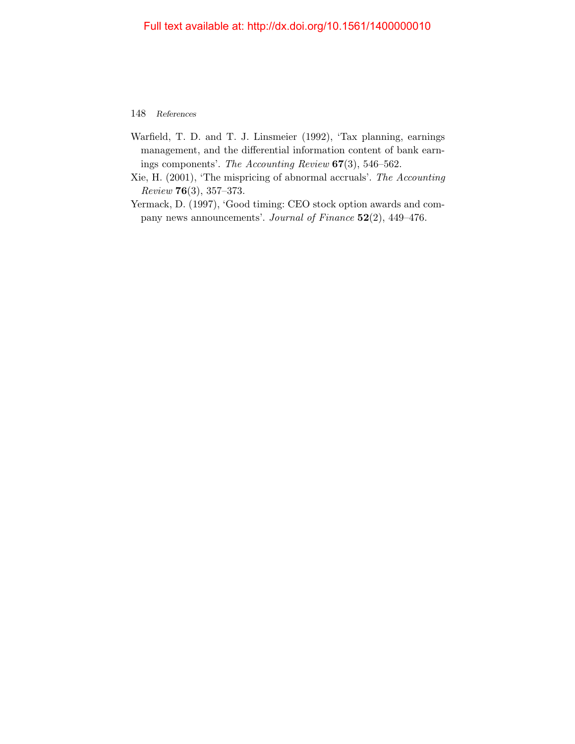Warfield, T. D. and T. J. Linsmeier (1992), 'Tax planning, earnings management, and the differential information content of bank earnings components'. *The Accounting Review* **67**(3), 546–562.

Xie, H. (2001), 'The mispricing of abnormal accruals'. *The Accounting Review* **76**(3), 357–373.

Yermack, D. (1997), 'Good timing: CEO stock option awards and company news announcements'. *Journal of Finance* **52**(2), 449–476.